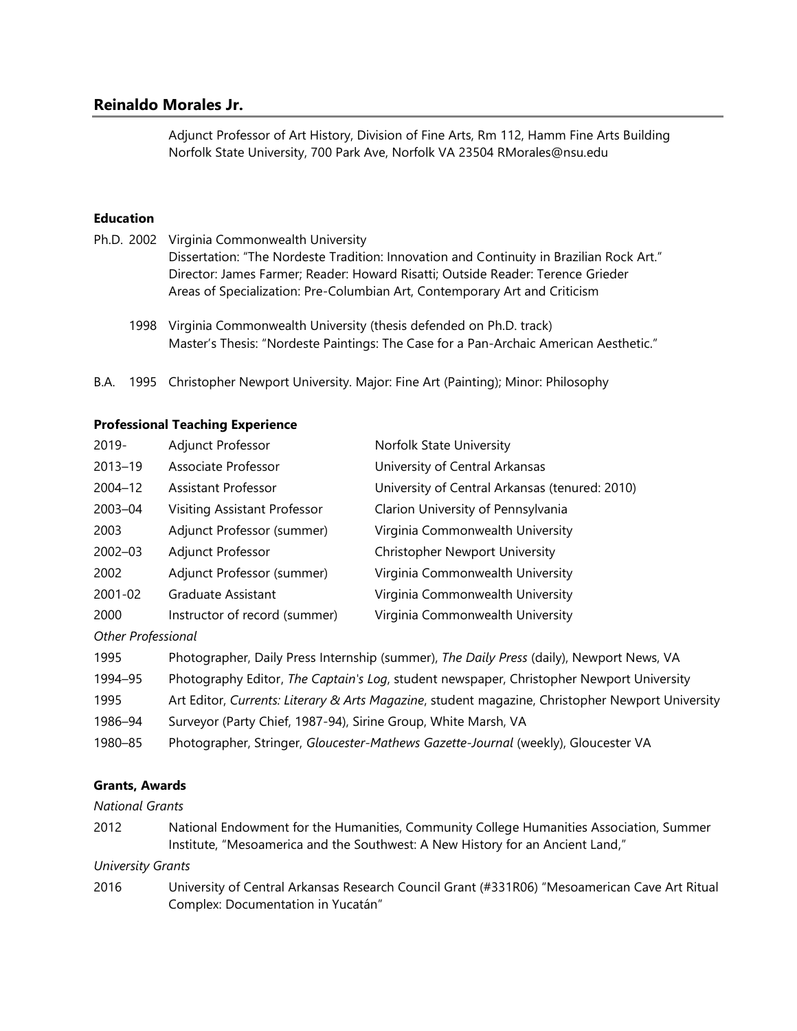# Reinaldo Morales Jr.

Adjunct Professor of Art History, Division of Fine Arts, Rm 112, Hamm Fine Arts Building
Norfolk State University, 700 Park Ave, Norfolk VA 23504 RMorales@nsu.edu

## Education

Ph.D. 2002 Virginia Commonwealth University
Dissertation: "The Nordeste Tradition: Innovation and Continuity in Brazilian Rock Art."
Director: James Farmer; Reader: Howard Risatti; Outside Reader: Terence Grieder
Areas of Specialization: Pre-Columbian Art, Contemporary Art and Criticism

1998 Virginia Commonwealth University (thesis defended on Ph.D. track)
Master's Thesis: "Nordeste Paintings: The Case for a Pan-Archaic American Aesthetic."

B.A. 1995 Christopher Newport University. Major: Fine Art (Painting); Minor: Philosophy

## Professional Teaching Experience

| | | |
|---|---|---|
| 2019- | Adjunct Professor | Norfolk State University |
| 2013–19 | Associate Professor | University of Central Arkansas |
| 2004–12 | Assistant Professor | University of Central Arkansas (tenured: 2010) |
| 2003–04 | Visiting Assistant Professor | Clarion University of Pennsylvania |
| 2003 | Adjunct Professor (summer) | Virginia Commonwealth University |
| 2002–03 | Adjunct Professor | Christopher Newport University |
| 2002 | Adjunct Professor (summer) | Virginia Commonwealth University |
| 2001-02 | Graduate Assistant | Virginia Commonwealth University |
| 2000 | Instructor of record (summer) | Virginia Commonwealth University |

*Other Professional*

1995 Photographer, Daily Press Internship (summer), *The Daily Press* (daily), Newport News, VA

1994–95 Photography Editor, *The Captain's Log*, student newspaper, Christopher Newport University

1995 Art Editor, *Currents: Literary & Arts Magazine*, student magazine, Christopher Newport University

1986–94 Surveyor (Party Chief, 1987-94), Sirine Group, White Marsh, VA

1980–85 Photographer, Stringer, *Gloucester-Mathews Gazette-Journal* (weekly), Gloucester VA

## Grants, Awards

*National Grants*

2012 National Endowment for the Humanities, Community College Humanities Association, Summer Institute, "Mesoamerica and the Southwest: A New History for an Ancient Land,"

*University Grants*

2016 University of Central Arkansas Research Council Grant (#331R06) "Mesoamerican Cave Art Ritual Complex: Documentation in Yucatán"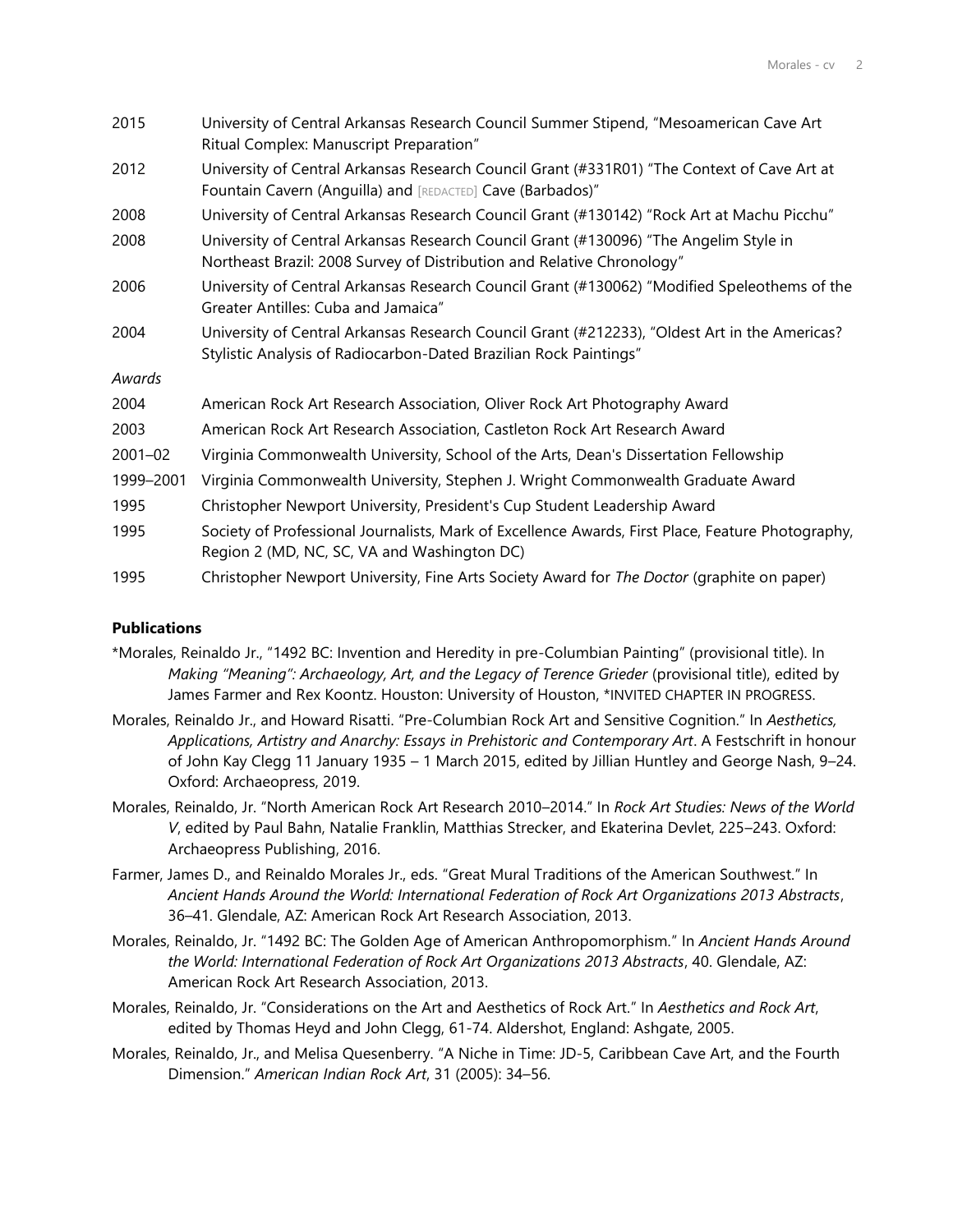| | |
|---|---|
| 2015 | University of Central Arkansas Research Council Summer Stipend, "Mesoamerican Cave Art Ritual Complex: Manuscript Preparation" |
| 2012 | University of Central Arkansas Research Council Grant (#331R01) "The Context of Cave Art at Fountain Cavern (Anguilla) and [REDACTED] Cave (Barbados)" |
| 2008 | University of Central Arkansas Research Council Grant (#130142) "Rock Art at Machu Picchu" |
| 2008 | University of Central Arkansas Research Council Grant (#130096) "The Angelim Style in Northeast Brazil: 2008 Survey of Distribution and Relative Chronology" |
| 2006 | University of Central Arkansas Research Council Grant (#130062) "Modified Speleothems of the Greater Antilles: Cuba and Jamaica" |
| 2004 | University of Central Arkansas Research Council Grant (#212233), "Oldest Art in the Americas? Stylistic Analysis of Radiocarbon-Dated Brazilian Rock Paintings" |

*Awards*

| | |
|---|---|
| 2004 | American Rock Art Research Association, Oliver Rock Art Photography Award |
| 2003 | American Rock Art Research Association, Castleton Rock Art Research Award |
| 2001–02 | Virginia Commonwealth University, School of the Arts, Dean's Dissertation Fellowship |
| 1999–2001 | Virginia Commonwealth University, Stephen J. Wright Commonwealth Graduate Award |
| 1995 | Christopher Newport University, President's Cup Student Leadership Award |
| 1995 | Society of Professional Journalists, Mark of Excellence Awards, First Place, Feature Photography, Region 2 (MD, NC, SC, VA and Washington DC) |
| 1995 | Christopher Newport University, Fine Arts Society Award for *The Doctor* (graphite on paper) |

**Publications**

*Morales, Reinaldo Jr., "1492 BC: Invention and Heredity in pre-Columbian Painting" (provisional title). In *Making "Meaning": Archaeology, Art, and the Legacy of Terence Grieder* (provisional title), edited by James Farmer and Rex Koontz. Houston: University of Houston, *INVITED CHAPTER IN PROGRESS.

Morales, Reinaldo Jr., and Howard Risatti. "Pre-Columbian Rock Art and Sensitive Cognition." In *Aesthetics, Applications, Artistry and Anarchy: Essays in Prehistoric and Contemporary Art*. A Festschrift in honour of John Kay Clegg 11 January 1935 – 1 March 2015, edited by Jillian Huntley and George Nash, 9–24. Oxford: Archaeopress, 2019.

Morales, Reinaldo, Jr. "North American Rock Art Research 2010–2014." In *Rock Art Studies: News of the World V*, edited by Paul Bahn, Natalie Franklin, Matthias Strecker, and Ekaterina Devlet, 225–243. Oxford: Archaeopress Publishing, 2016.

Farmer, James D., and Reinaldo Morales Jr., eds. "Great Mural Traditions of the American Southwest." In *Ancient Hands Around the World: International Federation of Rock Art Organizations 2013 Abstracts*, 36–41. Glendale, AZ: American Rock Art Research Association, 2013.

Morales, Reinaldo, Jr. "1492 BC: The Golden Age of American Anthropomorphism." In *Ancient Hands Around the World: International Federation of Rock Art Organizations 2013 Abstracts*, 40. Glendale, AZ: American Rock Art Research Association, 2013.

Morales, Reinaldo, Jr. "Considerations on the Art and Aesthetics of Rock Art." In *Aesthetics and Rock Art*, edited by Thomas Heyd and John Clegg, 61-74. Aldershot, England: Ashgate, 2005.

Morales, Reinaldo, Jr., and Melisa Quesenberry. "A Niche in Time: JD-5, Caribbean Cave Art, and the Fourth Dimension." *American Indian Rock Art*, 31 (2005): 34–56.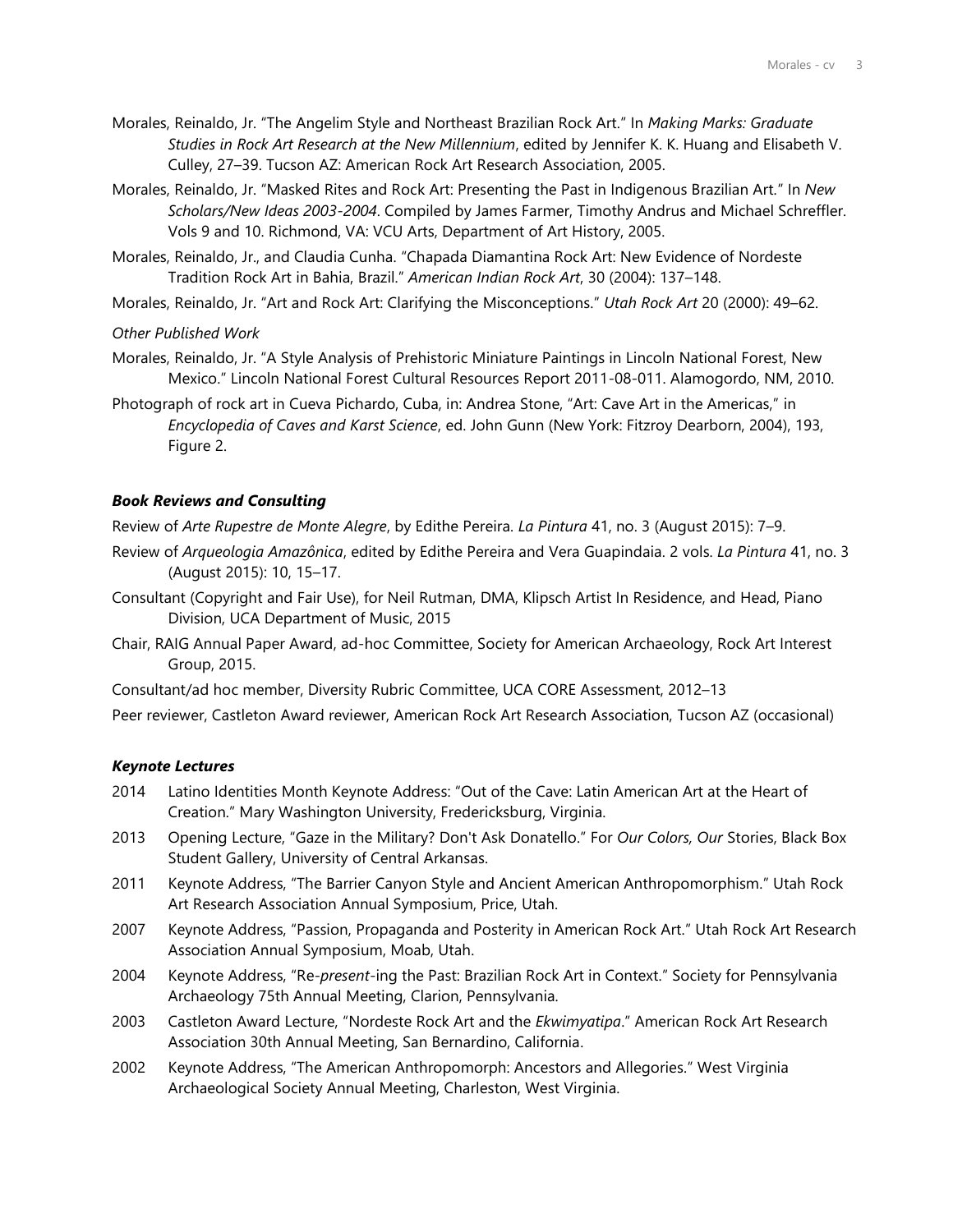Morales, Reinaldo, Jr. "The Angelim Style and Northeast Brazilian Rock Art." In *Making Marks: Graduate Studies in Rock Art Research at the New Millennium*, edited by Jennifer K. K. Huang and Elisabeth V. Culley, 27–39. Tucson AZ: American Rock Art Research Association, 2005.

Morales, Reinaldo, Jr. "Masked Rites and Rock Art: Presenting the Past in Indigenous Brazilian Art." In *New Scholars/New Ideas 2003-2004*. Compiled by James Farmer, Timothy Andrus and Michael Schreffler. Vols 9 and 10. Richmond, VA: VCU Arts, Department of Art History, 2005.

Morales, Reinaldo, Jr., and Claudia Cunha. "Chapada Diamantina Rock Art: New Evidence of Nordeste Tradition Rock Art in Bahia, Brazil." *American Indian Rock Art*, 30 (2004): 137–148.

Morales, Reinaldo, Jr. "Art and Rock Art: Clarifying the Misconceptions." *Utah Rock Art* 20 (2000): 49–62.

*Other Published Work*

Morales, Reinaldo, Jr. "A Style Analysis of Prehistoric Miniature Paintings in Lincoln National Forest, New Mexico." Lincoln National Forest Cultural Resources Report 2011-08-011. Alamogordo, NM, 2010.

Photograph of rock art in Cueva Pichardo, Cuba, in: Andrea Stone, "Art: Cave Art in the Americas," in *Encyclopedia of Caves and Karst Science*, ed. John Gunn (New York: Fitzroy Dearborn, 2004), 193, Figure 2.

### ***Book Reviews and Consulting***

Review of *Arte Rupestre de Monte Alegre*, by Edithe Pereira. *La Pintura* 41, no. 3 (August 2015): 7–9.

Review of *Arqueologia Amazônica*, edited by Edithe Pereira and Vera Guapindaia. 2 vols. *La Pintura* 41, no. 3 (August 2015): 10, 15–17.

Consultant (Copyright and Fair Use), for Neil Rutman, DMA, Klipsch Artist In Residence, and Head, Piano Division, UCA Department of Music, 2015

Chair, RAIG Annual Paper Award, ad-hoc Committee, Society for American Archaeology, Rock Art Interest Group, 2015.

Consultant/ad hoc member, Diversity Rubric Committee, UCA CORE Assessment, 2012–13

Peer reviewer, Castleton Award reviewer, American Rock Art Research Association, Tucson AZ (occasional)

### ***Keynote Lectures***

2014 Latino Identities Month Keynote Address: "Out of the Cave: Latin American Art at the Heart of Creation." Mary Washington University, Fredericksburg, Virginia.

2013 Opening Lecture, "Gaze in the Military? Don't Ask Donatello." For *Our Colors, Our* Stories, Black Box Student Gallery, University of Central Arkansas.

2011 Keynote Address, "The Barrier Canyon Style and Ancient American Anthropomorphism." Utah Rock Art Research Association Annual Symposium, Price, Utah.

2007 Keynote Address, "Passion, Propaganda and Posterity in American Rock Art." Utah Rock Art Research Association Annual Symposium, Moab, Utah.

2004 Keynote Address, "Re-*present*-ing the Past: Brazilian Rock Art in Context." Society for Pennsylvania Archaeology 75th Annual Meeting, Clarion, Pennsylvania.

2003 Castleton Award Lecture, "Nordeste Rock Art and the *Ekwimyatipa*." American Rock Art Research Association 30th Annual Meeting, San Bernardino, California.

2002 Keynote Address, "The American Anthropomorph: Ancestors and Allegories." West Virginia Archaeological Society Annual Meeting, Charleston, West Virginia.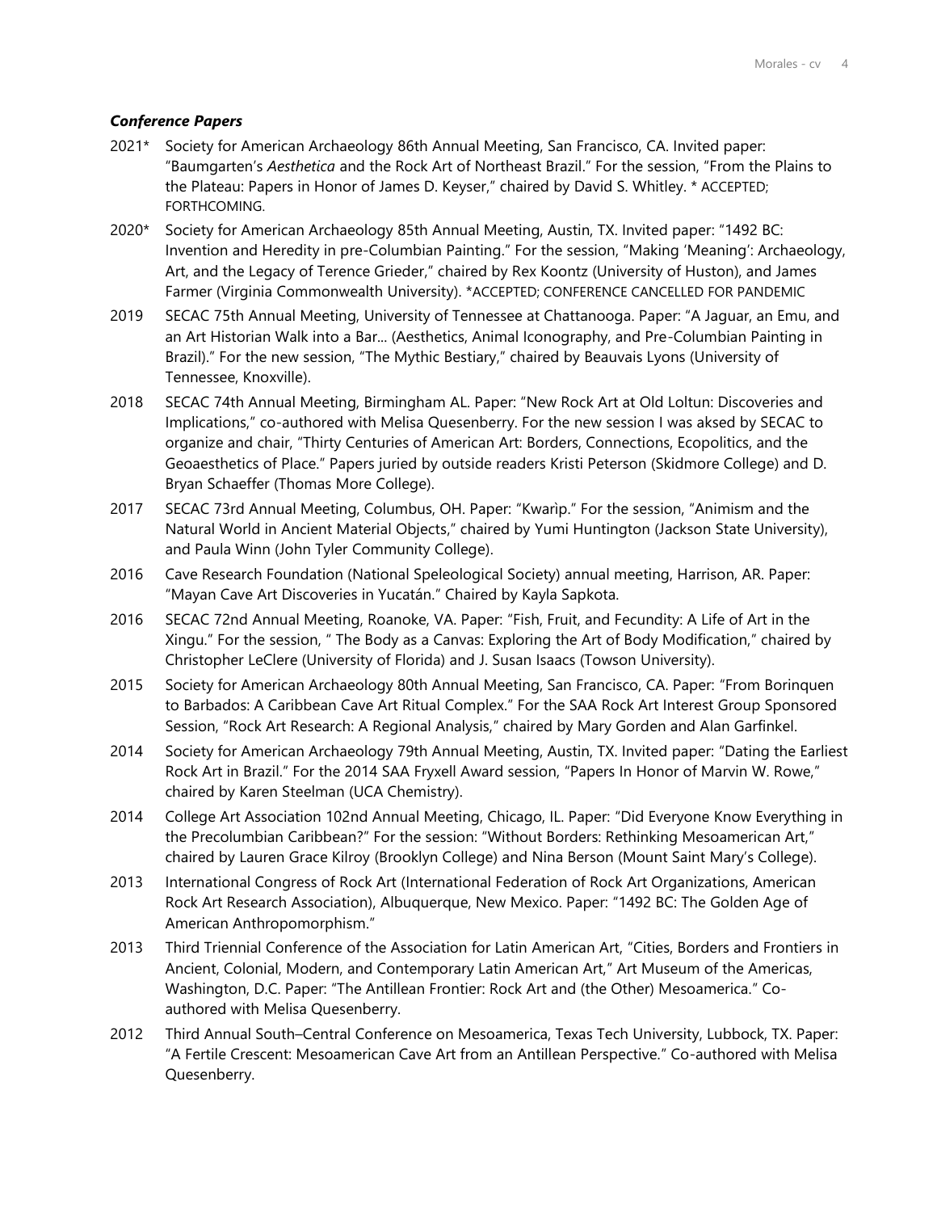### *Conference Papers*

2021* Society for American Archaeology 86th Annual Meeting, San Francisco, CA. Invited paper: "Baumgarten's *Aesthetica* and the Rock Art of Northeast Brazil." For the session, "From the Plains to the Plateau: Papers in Honor of James D. Keyser," chaired by David S. Whitley. * ACCEPTED; FORTHCOMING.

2020* Society for American Archaeology 85th Annual Meeting, Austin, TX. Invited paper: "1492 BC: Invention and Heredity in pre-Columbian Painting." For the session, "Making 'Meaning': Archaeology, Art, and the Legacy of Terence Grieder," chaired by Rex Koontz (University of Huston), and James Farmer (Virginia Commonwealth University). *ACCEPTED; CONFERENCE CANCELLED FOR PANDEMIC

2019 SECAC 75th Annual Meeting, University of Tennessee at Chattanooga. Paper: "A Jaguar, an Emu, and an Art Historian Walk into a Bar... (Aesthetics, Animal Iconography, and Pre-Columbian Painting in Brazil)." For the new session, "The Mythic Bestiary," chaired by Beauvais Lyons (University of Tennessee, Knoxville).

2018 SECAC 74th Annual Meeting, Birmingham AL. Paper: "New Rock Art at Old Loltun: Discoveries and Implications," co-authored with Melisa Quesenberry. For the new session I was aksed by SECAC to organize and chair, "Thirty Centuries of American Art: Borders, Connections, Ecopolitics, and the Geoaesthetics of Place." Papers juried by outside readers Kristi Peterson (Skidmore College) and D. Bryan Schaeffer (Thomas More College).

2017 SECAC 73rd Annual Meeting, Columbus, OH. Paper: "Kwarìp." For the session, "Animism and the Natural World in Ancient Material Objects," chaired by Yumi Huntington (Jackson State University), and Paula Winn (John Tyler Community College).

2016 Cave Research Foundation (National Speleological Society) annual meeting, Harrison, AR. Paper: "Mayan Cave Art Discoveries in Yucatán." Chaired by Kayla Sapkota.

2016 SECAC 72nd Annual Meeting, Roanoke, VA. Paper: "Fish, Fruit, and Fecundity: A Life of Art in the Xingu." For the session, " The Body as a Canvas: Exploring the Art of Body Modification," chaired by Christopher LeClere (University of Florida) and J. Susan Isaacs (Towson University).

2015 Society for American Archaeology 80th Annual Meeting, San Francisco, CA. Paper: "From Borinquen to Barbados: A Caribbean Cave Art Ritual Complex." For the SAA Rock Art Interest Group Sponsored Session, "Rock Art Research: A Regional Analysis," chaired by Mary Gorden and Alan Garfinkel.

2014 Society for American Archaeology 79th Annual Meeting, Austin, TX. Invited paper: "Dating the Earliest Rock Art in Brazil." For the 2014 SAA Fryxell Award session, "Papers In Honor of Marvin W. Rowe," chaired by Karen Steelman (UCA Chemistry).

2014 College Art Association 102nd Annual Meeting, Chicago, IL. Paper: "Did Everyone Know Everything in the Precolumbian Caribbean?" For the session: "Without Borders: Rethinking Mesoamerican Art," chaired by Lauren Grace Kilroy (Brooklyn College) and Nina Berson (Mount Saint Mary's College).

2013 International Congress of Rock Art (International Federation of Rock Art Organizations, American Rock Art Research Association), Albuquerque, New Mexico. Paper: "1492 BC: The Golden Age of American Anthropomorphism."

2013 Third Triennial Conference of the Association for Latin American Art, "Cities, Borders and Frontiers in Ancient, Colonial, Modern, and Contemporary Latin American Art," Art Museum of the Americas, Washington, D.C. Paper: "The Antillean Frontier: Rock Art and (the Other) Mesoamerica." Co-authored with Melisa Quesenberry.

2012 Third Annual South–Central Conference on Mesoamerica, Texas Tech University, Lubbock, TX. Paper: "A Fertile Crescent: Mesoamerican Cave Art from an Antillean Perspective." Co-authored with Melisa Quesenberry.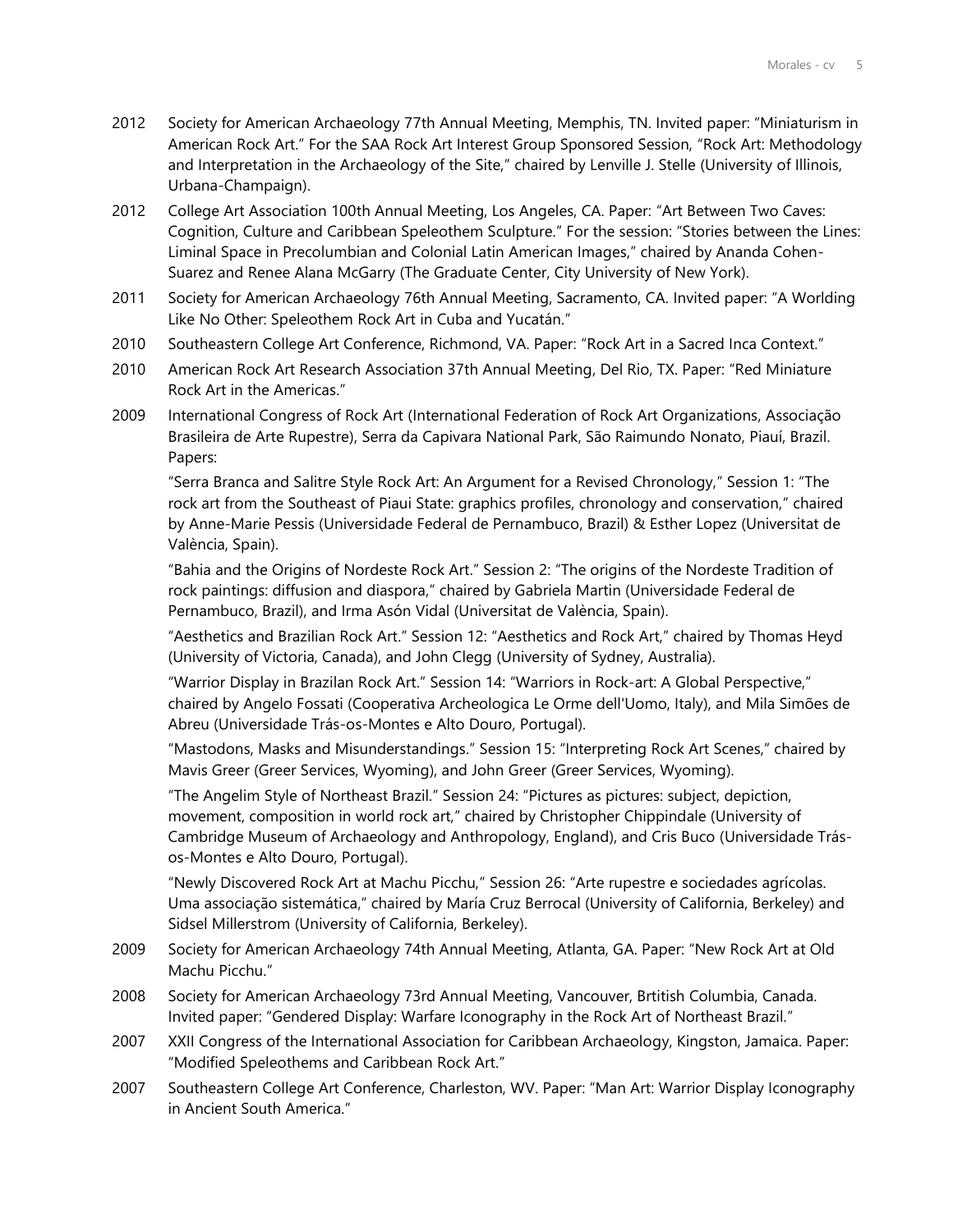2012 Society for American Archaeology 77th Annual Meeting, Memphis, TN. Invited paper: "Miniaturism in American Rock Art." For the SAA Rock Art Interest Group Sponsored Session, "Rock Art: Methodology and Interpretation in the Archaeology of the Site," chaired by Lenville J. Stelle (University of Illinois, Urbana-Champaign).

2012 College Art Association 100th Annual Meeting, Los Angeles, CA. Paper: "Art Between Two Caves: Cognition, Culture and Caribbean Speleothem Sculpture." For the session: "Stories between the Lines: Liminal Space in Precolumbian and Colonial Latin American Images," chaired by Ananda Cohen-Suarez and Renee Alana McGarry (The Graduate Center, City University of New York).

2011 Society for American Archaeology 76th Annual Meeting, Sacramento, CA. Invited paper: "A Worlding Like No Other: Speleothem Rock Art in Cuba and Yucatán."

2010 Southeastern College Art Conference, Richmond, VA. Paper: "Rock Art in a Sacred Inca Context."

2010 American Rock Art Research Association 37th Annual Meeting, Del Rio, TX. Paper: "Red Miniature Rock Art in the Americas."

2009 International Congress of Rock Art (International Federation of Rock Art Organizations, Associação Brasileira de Arte Rupestre), Serra da Capivara National Park, São Raimundo Nonato, Piauí, Brazil. Papers:

"Serra Branca and Salitre Style Rock Art: An Argument for a Revised Chronology," Session 1: "The rock art from the Southeast of Piaui State: graphics profiles, chronology and conservation," chaired by Anne-Marie Pessis (Universidade Federal de Pernambuco, Brazil) & Esther Lopez (Universitat de València, Spain).

"Bahia and the Origins of Nordeste Rock Art." Session 2: "The origins of the Nordeste Tradition of rock paintings: diffusion and diaspora," chaired by Gabriela Martin (Universidade Federal de Pernambuco, Brazil), and Irma Asón Vidal (Universitat de València, Spain).

"Aesthetics and Brazilian Rock Art." Session 12: "Aesthetics and Rock Art," chaired by Thomas Heyd (University of Victoria, Canada), and John Clegg (University of Sydney, Australia).

"Warrior Display in Brazilan Rock Art." Session 14: "Warriors in Rock-art: A Global Perspective," chaired by Angelo Fossati (Cooperativa Archeologica Le Orme dell'Uomo, Italy), and Mila Simões de Abreu (Universidade Trás-os-Montes e Alto Douro, Portugal).

"Mastodons, Masks and Misunderstandings." Session 15: "Interpreting Rock Art Scenes," chaired by Mavis Greer (Greer Services, Wyoming), and John Greer (Greer Services, Wyoming).

"The Angelim Style of Northeast Brazil." Session 24: "Pictures as pictures: subject, depiction, movement, composition in world rock art," chaired by Christopher Chippindale (University of Cambridge Museum of Archaeology and Anthropology, England), and Cris Buco (Universidade Trás-os-Montes e Alto Douro, Portugal).

"Newly Discovered Rock Art at Machu Picchu," Session 26: "Arte rupestre e sociedades agrícolas. Uma associação sistemática," chaired by María Cruz Berrocal (University of California, Berkeley) and Sidsel Millerstrom (University of California, Berkeley).

2009 Society for American Archaeology 74th Annual Meeting, Atlanta, GA. Paper: "New Rock Art at Old Machu Picchu."

2008 Society for American Archaeology 73rd Annual Meeting, Vancouver, Brtitish Columbia, Canada. Invited paper: "Gendered Display: Warfare Iconography in the Rock Art of Northeast Brazil."

2007 XXII Congress of the International Association for Caribbean Archaeology, Kingston, Jamaica. Paper: "Modified Speleothems and Caribbean Rock Art."

2007 Southeastern College Art Conference, Charleston, WV. Paper: "Man Art: Warrior Display Iconography in Ancient South America."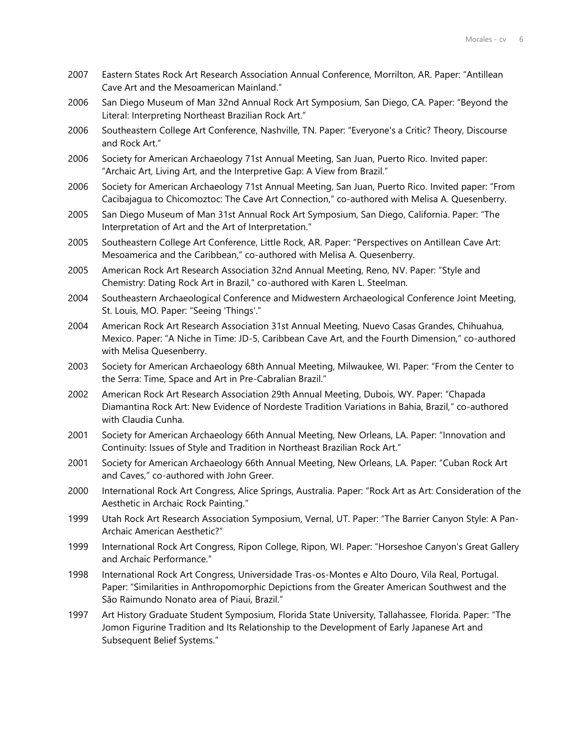2007 Eastern States Rock Art Research Association Annual Conference, Morrilton, AR. Paper: "Antillean Cave Art and the Mesoamerican Mainland."

2006 San Diego Museum of Man 32nd Annual Rock Art Symposium, San Diego, CA. Paper: "Beyond the Literal: Interpreting Northeast Brazilian Rock Art."

2006 Southeastern College Art Conference, Nashville, TN. Paper: "Everyone's a Critic? Theory, Discourse and Rock Art."

2006 Society for American Archaeology 71st Annual Meeting, San Juan, Puerto Rico. Invited paper: "Archaic Art, Living Art, and the Interpretive Gap: A View from Brazil."

2006 Society for American Archaeology 71st Annual Meeting, San Juan, Puerto Rico. Invited paper: "From Cacibajagua to Chicomoztoc: The Cave Art Connection," co-authored with Melisa A. Quesenberry.

2005 San Diego Museum of Man 31st Annual Rock Art Symposium, San Diego, California. Paper: "The Interpretation of Art and the Art of Interpretation."

2005 Southeastern College Art Conference, Little Rock, AR. Paper: "Perspectives on Antillean Cave Art: Mesoamerica and the Caribbean," co-authored with Melisa A. Quesenberry.

2005 American Rock Art Research Association 32nd Annual Meeting, Reno, NV. Paper: "Style and Chemistry: Dating Rock Art in Brazil," co-authored with Karen L. Steelman.

2004 Southeastern Archaeological Conference and Midwestern Archaeological Conference Joint Meeting, St. Louis, MO. Paper: "Seeing 'Things'."

2004 American Rock Art Research Association 31st Annual Meeting, Nuevo Casas Grandes, Chihuahua, Mexico. Paper: "A Niche in Time: JD-5, Caribbean Cave Art, and the Fourth Dimension," co-authored with Melisa Quesenberry.

2003 Society for American Archaeology 68th Annual Meeting, Milwaukee, WI. Paper: "From the Center to the Serra: Time, Space and Art in Pre-Cabralian Brazil."

2002 American Rock Art Research Association 29th Annual Meeting, Dubois, WY. Paper: "Chapada Diamantina Rock Art: New Evidence of Nordeste Tradition Variations in Bahia, Brazil," co-authored with Claudia Cunha.

2001 Society for American Archaeology 66th Annual Meeting, New Orleans, LA. Paper: "Innovation and Continuity: Issues of Style and Tradition in Northeast Brazilian Rock Art."

2001 Society for American Archaeology 66th Annual Meeting, New Orleans, LA. Paper: "Cuban Rock Art and Caves," co-authored with John Greer.

2000 International Rock Art Congress, Alice Springs, Australia. Paper: "Rock Art as Art: Consideration of the Aesthetic in Archaic Rock Painting."

1999 Utah Rock Art Research Association Symposium, Vernal, UT. Paper: "The Barrier Canyon Style: A Pan-Archaic American Aesthetic?"

1999 International Rock Art Congress, Ripon College, Ripon, WI. Paper: "Horseshoe Canyon's Great Gallery and Archaic Performance."

1998 International Rock Art Congress, Universidade Tras-os-Montes e Alto Douro, Vila Real, Portugal. Paper: "Similarities in Anthropomorphic Depictions from the Greater American Southwest and the São Raimundo Nonato area of Piauí, Brazil."

1997 Art History Graduate Student Symposium, Florida State University, Tallahassee, Florida. Paper: "The Jomon Figurine Tradition and Its Relationship to the Development of Early Japanese Art and Subsequent Belief Systems."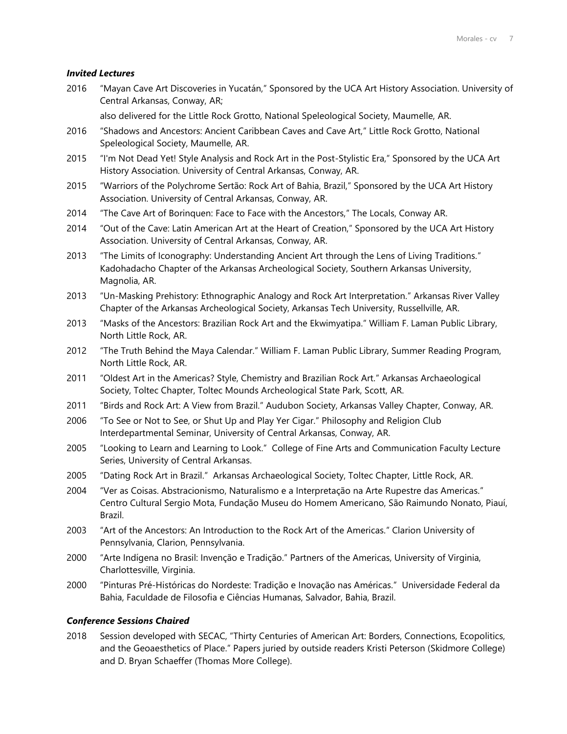### *Invited Lectures*

2016 "Mayan Cave Art Discoveries in Yucatán," Sponsored by the UCA Art History Association. University of Central Arkansas, Conway, AR;

also delivered for the Little Rock Grotto, National Speleological Society, Maumelle, AR.

2016 "Shadows and Ancestors: Ancient Caribbean Caves and Cave Art," Little Rock Grotto, National Speleological Society, Maumelle, AR.

2015 "I'm Not Dead Yet! Style Analysis and Rock Art in the Post-Stylistic Era," Sponsored by the UCA Art History Association. University of Central Arkansas, Conway, AR.

2015 "Warriors of the Polychrome Sertão: Rock Art of Bahia, Brazil," Sponsored by the UCA Art History Association. University of Central Arkansas, Conway, AR.

2014 "The Cave Art of Borinquen: Face to Face with the Ancestors," The Locals, Conway AR.

2014 "Out of the Cave: Latin American Art at the Heart of Creation," Sponsored by the UCA Art History Association. University of Central Arkansas, Conway, AR.

2013 "The Limits of Iconography: Understanding Ancient Art through the Lens of Living Traditions." Kadohadacho Chapter of the Arkansas Archeological Society, Southern Arkansas University, Magnolia, AR.

2013 "Un-Masking Prehistory: Ethnographic Analogy and Rock Art Interpretation." Arkansas River Valley Chapter of the Arkansas Archeological Society, Arkansas Tech University, Russellville, AR.

2013 "Masks of the Ancestors: Brazilian Rock Art and the Ekwimyatipa." William F. Laman Public Library, North Little Rock, AR.

2012 "The Truth Behind the Maya Calendar." William F. Laman Public Library, Summer Reading Program, North Little Rock, AR.

2011 "Oldest Art in the Americas? Style, Chemistry and Brazilian Rock Art." Arkansas Archaeological Society, Toltec Chapter, Toltec Mounds Archeological State Park, Scott, AR.

2011 "Birds and Rock Art: A View from Brazil." Audubon Society, Arkansas Valley Chapter, Conway, AR.

2006 "To See or Not to See, or Shut Up and Play Yer Cigar." Philosophy and Religion Club Interdepartmental Seminar, University of Central Arkansas, Conway, AR.

2005 "Looking to Learn and Learning to Look." College of Fine Arts and Communication Faculty Lecture Series, University of Central Arkansas.

2005 "Dating Rock Art in Brazil." Arkansas Archaeological Society, Toltec Chapter, Little Rock, AR.

2004 "Ver as Coisas. Abstracionismo, Naturalismo e a Interpretação na Arte Rupestre das Americas." Centro Cultural Sergio Mota, Fundação Museu do Homem Americano, São Raimundo Nonato, Piauí, Brazil.

2003 "Art of the Ancestors: An Introduction to the Rock Art of the Americas." Clarion University of Pennsylvania, Clarion, Pennsylvania.

2000 "Arte Indígena no Brasil: Invenção e Tradição." Partners of the Americas, University of Virginia, Charlottesville, Virginia.

2000 "Pinturas Pré-Históricas do Nordeste: Tradição e Inovação nas Américas." Universidade Federal da Bahia, Faculdade de Filosofia e Ciências Humanas, Salvador, Bahia, Brazil.

### *Conference Sessions Chaired*

2018 Session developed with SECAC, "Thirty Centuries of American Art: Borders, Connections, Ecopolitics, and the Geoaesthetics of Place." Papers juried by outside readers Kristi Peterson (Skidmore College) and D. Bryan Schaeffer (Thomas More College).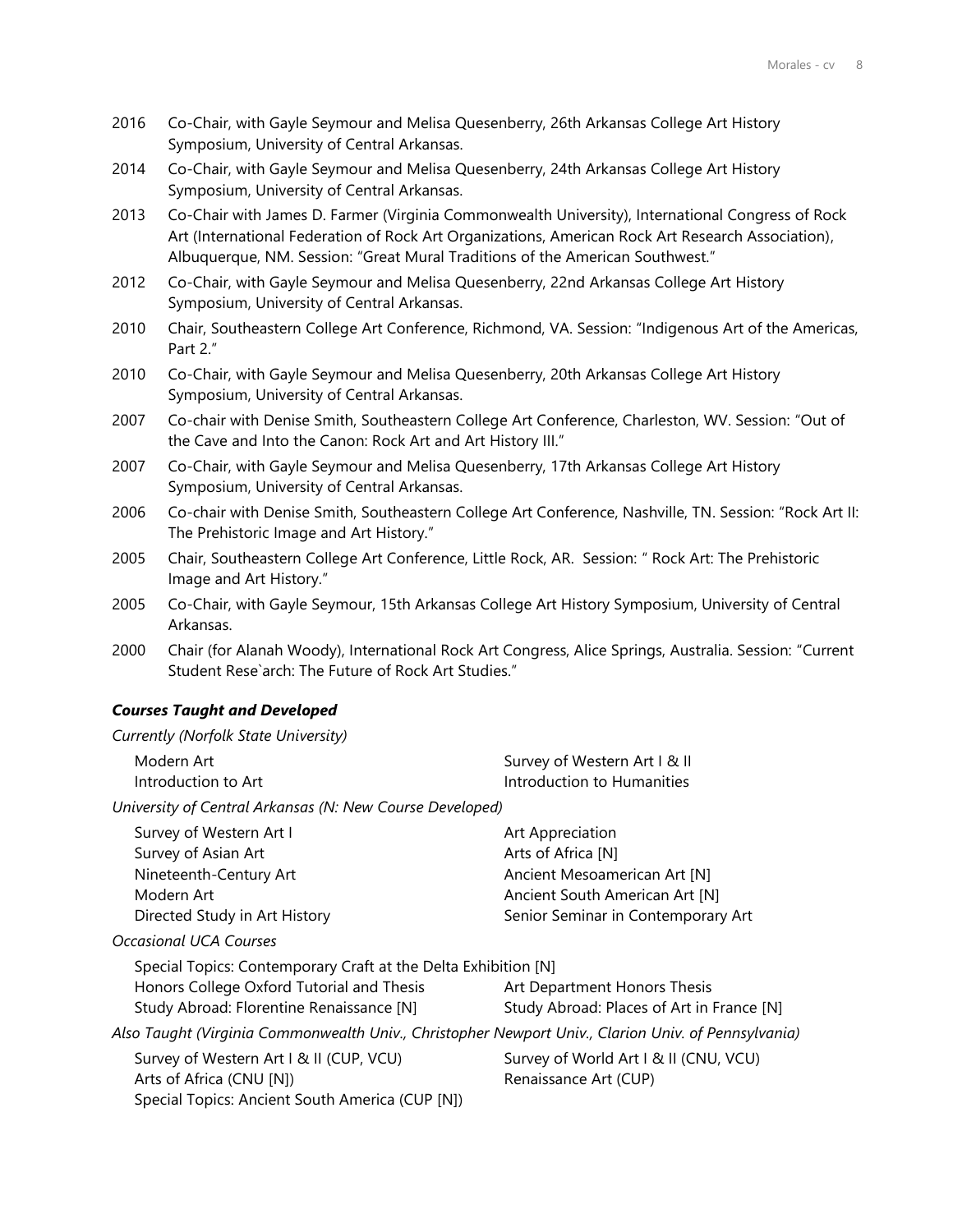2016 Co-Chair, with Gayle Seymour and Melisa Quesenberry, 26th Arkansas College Art History Symposium, University of Central Arkansas.

2014 Co-Chair, with Gayle Seymour and Melisa Quesenberry, 24th Arkansas College Art History Symposium, University of Central Arkansas.

2013 Co-Chair with James D. Farmer (Virginia Commonwealth University), International Congress of Rock Art (International Federation of Rock Art Organizations, American Rock Art Research Association), Albuquerque, NM. Session: "Great Mural Traditions of the American Southwest."

2012 Co-Chair, with Gayle Seymour and Melisa Quesenberry, 22nd Arkansas College Art History Symposium, University of Central Arkansas.

2010 Chair, Southeastern College Art Conference, Richmond, VA. Session: "Indigenous Art of the Americas, Part 2."

2010 Co-Chair, with Gayle Seymour and Melisa Quesenberry, 20th Arkansas College Art History Symposium, University of Central Arkansas.

2007 Co-chair with Denise Smith, Southeastern College Art Conference, Charleston, WV. Session: "Out of the Cave and Into the Canon: Rock Art and Art History III."

2007 Co-Chair, with Gayle Seymour and Melisa Quesenberry, 17th Arkansas College Art History Symposium, University of Central Arkansas.

2006 Co-chair with Denise Smith, Southeastern College Art Conference, Nashville, TN. Session: "Rock Art II: The Prehistoric Image and Art History."

2005 Chair, Southeastern College Art Conference, Little Rock, AR. Session: " Rock Art: The Prehistoric Image and Art History."

2005 Co-Chair, with Gayle Seymour, 15th Arkansas College Art History Symposium, University of Central Arkansas.

2000 Chair (for Alanah Woody), International Rock Art Congress, Alice Springs, Australia. Session: "Current Student Rese`arch: The Future of Rock Art Studies."

### *Courses Taught and Developed*

*Currently (Norfolk State University)*

- Modern Art
- Introduction to Art
- Survey of Western Art I & II
- Introduction to Humanities

*University of Central Arkansas (N: New Course Developed)*

- Survey of Western Art I
- Survey of Asian Art
- Nineteenth-Century Art
- Modern Art
- Directed Study in Art History
- Art Appreciation
- Arts of Africa [N]
- Ancient Mesoamerican Art [N]
- Ancient South American Art [N]
- Senior Seminar in Contemporary Art

*Occasional UCA Courses*

- Special Topics: Contemporary Craft at the Delta Exhibition [N]
- Honors College Oxford Tutorial and Thesis
- Study Abroad: Florentine Renaissance [N]
- Art Department Honors Thesis
- Study Abroad: Places of Art in France [N]

*Also Taught (Virginia Commonwealth Univ., Christopher Newport Univ., Clarion Univ. of Pennsylvania)*

- Survey of Western Art I & II (CUP, VCU)
- Arts of Africa (CNU [N])
- Special Topics: Ancient South America (CUP [N])
- Survey of World Art I & II (CNU, VCU)
- Renaissance Art (CUP)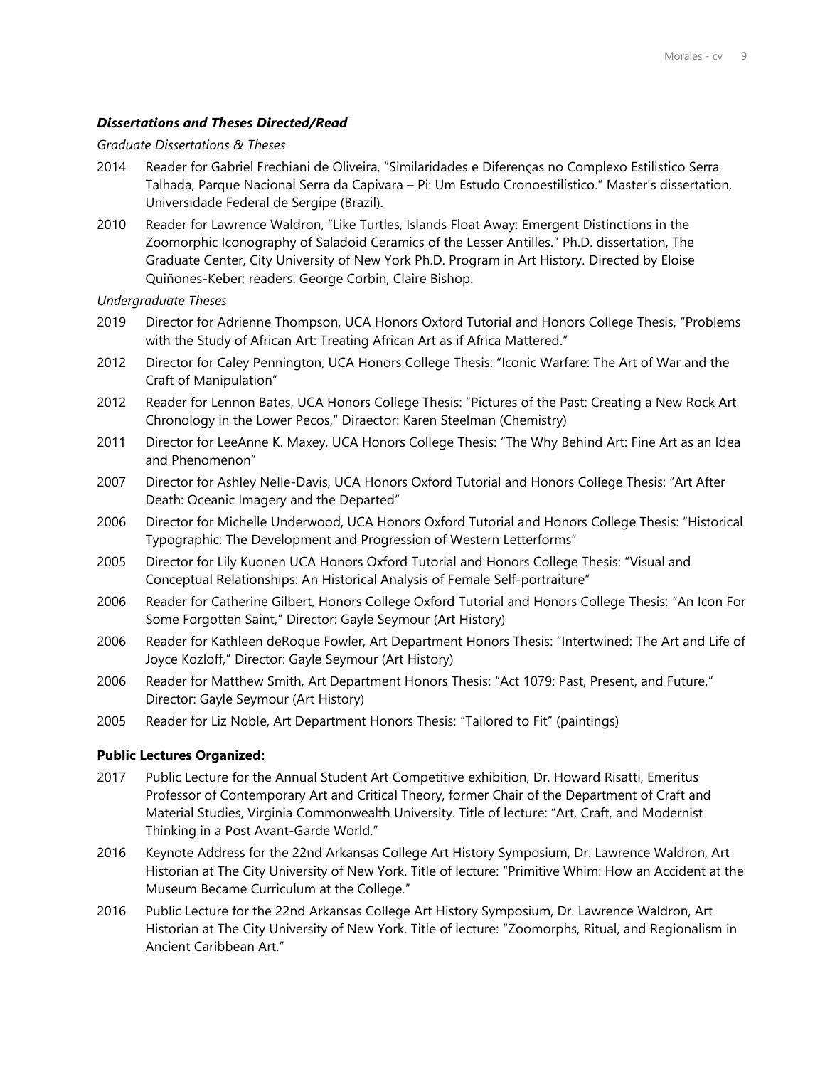### *Dissertations and Theses Directed/Read*

*Graduate Dissertations & Theses*

2014 Reader for Gabriel Frechiani de Oliveira, "Similaridades e Diferenças no Complexo Estilistico Serra Talhada, Parque Nacional Serra da Capivara – Pi: Um Estudo Cronoestilístico." Master's dissertation, Universidade Federal de Sergipe (Brazil).

2010 Reader for Lawrence Waldron, "Like Turtles, Islands Float Away: Emergent Distinctions in the Zoomorphic Iconography of Saladoid Ceramics of the Lesser Antilles." Ph.D. dissertation, The Graduate Center, City University of New York Ph.D. Program in Art History. Directed by Eloise Quiñones-Keber; readers: George Corbin, Claire Bishop.

*Undergraduate Theses*

2019 Director for Adrienne Thompson, UCA Honors Oxford Tutorial and Honors College Thesis, "Problems with the Study of African Art: Treating African Art as if Africa Mattered."

2012 Director for Caley Pennington, UCA Honors College Thesis: "Iconic Warfare: The Art of War and the Craft of Manipulation"

2012 Reader for Lennon Bates, UCA Honors College Thesis: "Pictures of the Past: Creating a New Rock Art Chronology in the Lower Pecos," Diraector: Karen Steelman (Chemistry)

2011 Director for LeeAnne K. Maxey, UCA Honors College Thesis: "The Why Behind Art: Fine Art as an Idea and Phenomenon"

2007 Director for Ashley Nelle-Davis, UCA Honors Oxford Tutorial and Honors College Thesis: "Art After Death: Oceanic Imagery and the Departed"

2006 Director for Michelle Underwood, UCA Honors Oxford Tutorial and Honors College Thesis: "Historical Typographic: The Development and Progression of Western Letterforms"

2005 Director for Lily Kuonen UCA Honors Oxford Tutorial and Honors College Thesis: "Visual and Conceptual Relationships: An Historical Analysis of Female Self-portraiture"

2006 Reader for Catherine Gilbert, Honors College Oxford Tutorial and Honors College Thesis: "An Icon For Some Forgotten Saint," Director: Gayle Seymour (Art History)

2006 Reader for Kathleen deRoque Fowler, Art Department Honors Thesis: "Intertwined: The Art and Life of Joyce Kozloff," Director: Gayle Seymour (Art History)

2006 Reader for Matthew Smith, Art Department Honors Thesis: "Act 1079: Past, Present, and Future," Director: Gayle Seymour (Art History)

2005 Reader for Liz Noble, Art Department Honors Thesis: "Tailored to Fit" (paintings)

### **Public Lectures Organized:**

2017 Public Lecture for the Annual Student Art Competitive exhibition, Dr. Howard Risatti, Emeritus Professor of Contemporary Art and Critical Theory, former Chair of the Department of Craft and Material Studies, Virginia Commonwealth University. Title of lecture: "Art, Craft, and Modernist Thinking in a Post Avant-Garde World."

2016 Keynote Address for the 22nd Arkansas College Art History Symposium, Dr. Lawrence Waldron, Art Historian at The City University of New York. Title of lecture: "Primitive Whim: How an Accident at the Museum Became Curriculum at the College."

2016 Public Lecture for the 22nd Arkansas College Art History Symposium, Dr. Lawrence Waldron, Art Historian at The City University of New York. Title of lecture: "Zoomorphs, Ritual, and Regionalism in Ancient Caribbean Art."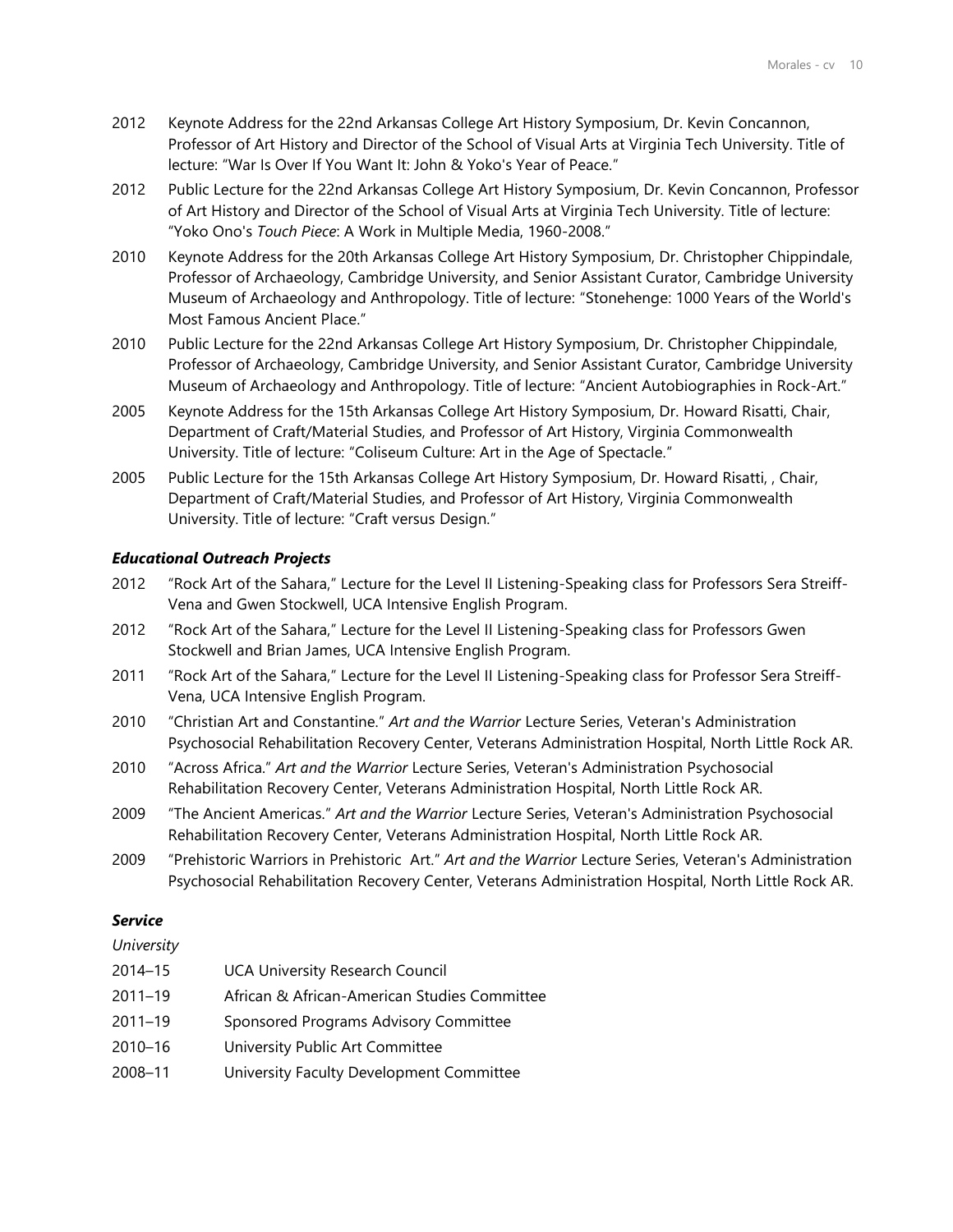2012 Keynote Address for the 22nd Arkansas College Art History Symposium, Dr. Kevin Concannon, Professor of Art History and Director of the School of Visual Arts at Virginia Tech University. Title of lecture: "War Is Over If You Want It: John & Yoko's Year of Peace."

2012 Public Lecture for the 22nd Arkansas College Art History Symposium, Dr. Kevin Concannon, Professor of Art History and Director of the School of Visual Arts at Virginia Tech University. Title of lecture: "Yoko Ono's *Touch Piece*: A Work in Multiple Media, 1960-2008."

2010 Keynote Address for the 20th Arkansas College Art History Symposium, Dr. Christopher Chippindale, Professor of Archaeology, Cambridge University, and Senior Assistant Curator, Cambridge University Museum of Archaeology and Anthropology. Title of lecture: "Stonehenge: 1000 Years of the World's Most Famous Ancient Place."

2010 Public Lecture for the 22nd Arkansas College Art History Symposium, Dr. Christopher Chippindale, Professor of Archaeology, Cambridge University, and Senior Assistant Curator, Cambridge University Museum of Archaeology and Anthropology. Title of lecture: "Ancient Autobiographies in Rock-Art."

2005 Keynote Address for the 15th Arkansas College Art History Symposium, Dr. Howard Risatti, Chair, Department of Craft/Material Studies, and Professor of Art History, Virginia Commonwealth University. Title of lecture: "Coliseum Culture: Art in the Age of Spectacle."

2005 Public Lecture for the 15th Arkansas College Art History Symposium, Dr. Howard Risatti, , Chair, Department of Craft/Material Studies, and Professor of Art History, Virginia Commonwealth University. Title of lecture: "Craft versus Design."

### *Educational Outreach Projects*

2012 "Rock Art of the Sahara," Lecture for the Level II Listening-Speaking class for Professors Sera Streiff-Vena and Gwen Stockwell, UCA Intensive English Program.

2012 "Rock Art of the Sahara," Lecture for the Level II Listening-Speaking class for Professors Gwen Stockwell and Brian James, UCA Intensive English Program.

2011 "Rock Art of the Sahara," Lecture for the Level II Listening-Speaking class for Professor Sera Streiff-Vena, UCA Intensive English Program.

2010 "Christian Art and Constantine." *Art and the Warrior* Lecture Series, Veteran's Administration Psychosocial Rehabilitation Recovery Center, Veterans Administration Hospital, North Little Rock AR.

2010 "Across Africa." *Art and the Warrior* Lecture Series, Veteran's Administration Psychosocial Rehabilitation Recovery Center, Veterans Administration Hospital, North Little Rock AR.

2009 "The Ancient Americas." *Art and the Warrior* Lecture Series, Veteran's Administration Psychosocial Rehabilitation Recovery Center, Veterans Administration Hospital, North Little Rock AR.

2009 "Prehistoric Warriors in Prehistoric Art." *Art and the Warrior* Lecture Series, Veteran's Administration Psychosocial Rehabilitation Recovery Center, Veterans Administration Hospital, North Little Rock AR.

### *Service*

*University*

2014–15 UCA University Research Council

2011–19 African & African-American Studies Committee

2011–19 Sponsored Programs Advisory Committee

2010–16 University Public Art Committee

2008–11 University Faculty Development Committee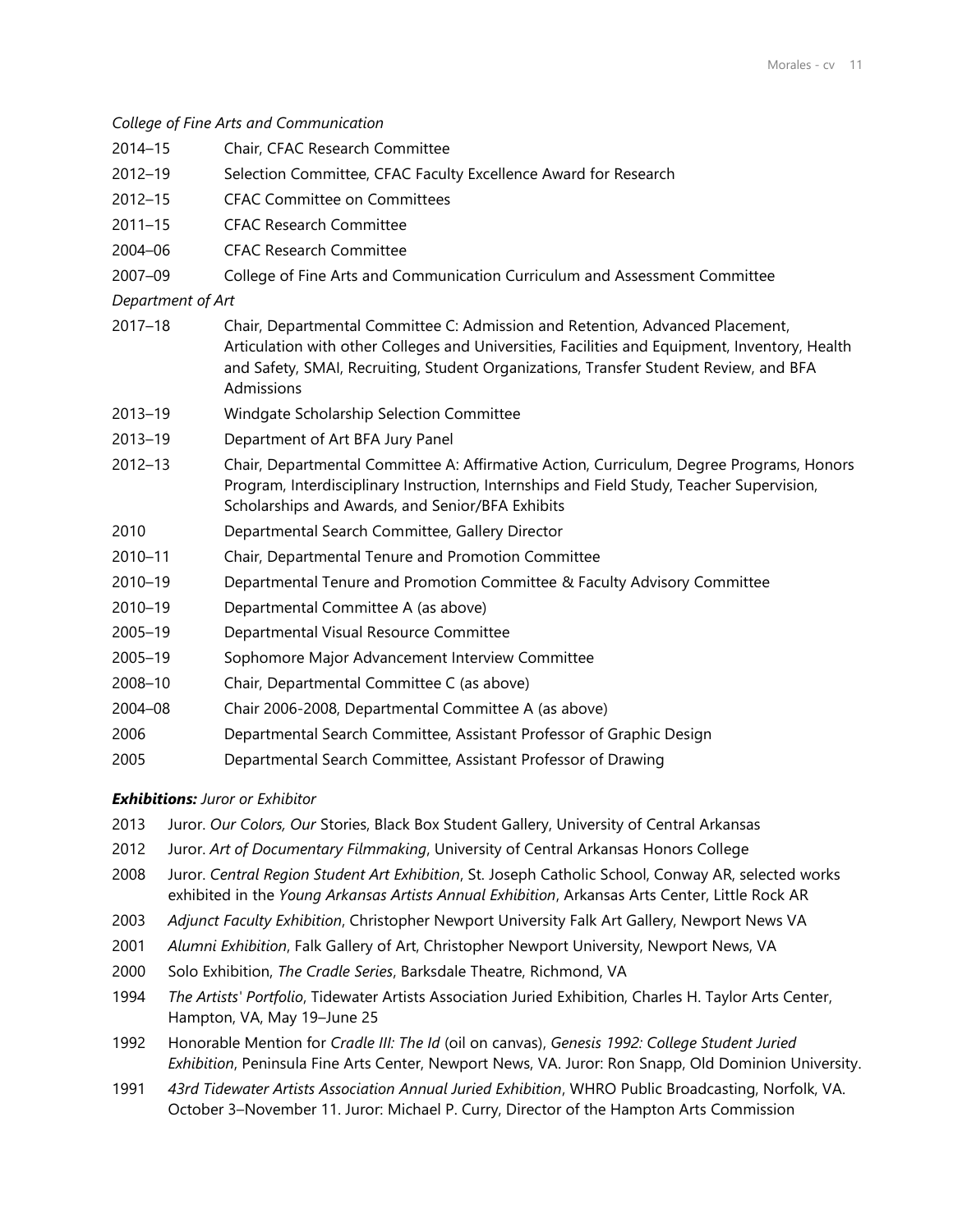*College of Fine Arts and Communication*

| | |
|---|---|
| 2014–15 | Chair, CFAC Research Committee |
| 2012–19 | Selection Committee, CFAC Faculty Excellence Award for Research |
| 2012–15 | CFAC Committee on Committees |
| 2011–15 | CFAC Research Committee |
| 2004–06 | CFAC Research Committee |
| 2007–09 | College of Fine Arts and Communication Curriculum and Assessment Committee |

*Department of Art*

| | |
|---|---|
| 2017–18 | Chair, Departmental Committee C: Admission and Retention, Advanced Placement, Articulation with other Colleges and Universities, Facilities and Equipment, Inventory, Health and Safety, SMAI, Recruiting, Student Organizations, Transfer Student Review, and BFA Admissions |
| 2013–19 | Windgate Scholarship Selection Committee |
| 2013–19 | Department of Art BFA Jury Panel |
| 2012–13 | Chair, Departmental Committee A: Affirmative Action, Curriculum, Degree Programs, Honors Program, Interdisciplinary Instruction, Internships and Field Study, Teacher Supervision, Scholarships and Awards, and Senior/BFA Exhibits |
| 2010 | Departmental Search Committee, Gallery Director |
| 2010–11 | Chair, Departmental Tenure and Promotion Committee |
| 2010–19 | Departmental Tenure and Promotion Committee & Faculty Advisory Committee |
| 2010–19 | Departmental Committee A (as above) |
| 2005–19 | Departmental Visual Resource Committee |
| 2005–19 | Sophomore Major Advancement Interview Committee |
| 2008–10 | Chair, Departmental Committee C (as above) |
| 2004–08 | Chair 2006-2008, Departmental Committee A (as above) |
| 2006 | Departmental Search Committee, Assistant Professor of Graphic Design |
| 2005 | Departmental Search Committee, Assistant Professor of Drawing |

***Exhibitions:*** *Juror or Exhibitor*

| | |
|---|---|
| 2013 | Juror. *Our Colors, Our* Stories, Black Box Student Gallery, University of Central Arkansas |
| 2012 | Juror. *Art of Documentary Filmmaking*, University of Central Arkansas Honors College |
| 2008 | Juror. *Central Region Student Art Exhibition*, St. Joseph Catholic School, Conway AR, selected works exhibited in the *Young Arkansas Artists Annual Exhibition*, Arkansas Arts Center, Little Rock AR |
| 2003 | *Adjunct Faculty Exhibition*, Christopher Newport University Falk Art Gallery, Newport News VA |
| 2001 | *Alumni Exhibition*, Falk Gallery of Art, Christopher Newport University, Newport News, VA |
| 2000 | Solo Exhibition, *The Cradle Series*, Barksdale Theatre, Richmond, VA |
| 1994 | *The Artists' Portfolio*, Tidewater Artists Association Juried Exhibition, Charles H. Taylor Arts Center, Hampton, VA, May 19–June 25 |
| 1992 | Honorable Mention for *Cradle III: The Id* (oil on canvas), *Genesis 1992: College Student Juried Exhibition*, Peninsula Fine Arts Center, Newport News, VA. Juror: Ron Snapp, Old Dominion University. |
| 1991 | *43rd Tidewater Artists Association Annual Juried Exhibition*, WHRO Public Broadcasting, Norfolk, VA. October 3–November 11. Juror: Michael P. Curry, Director of the Hampton Arts Commission |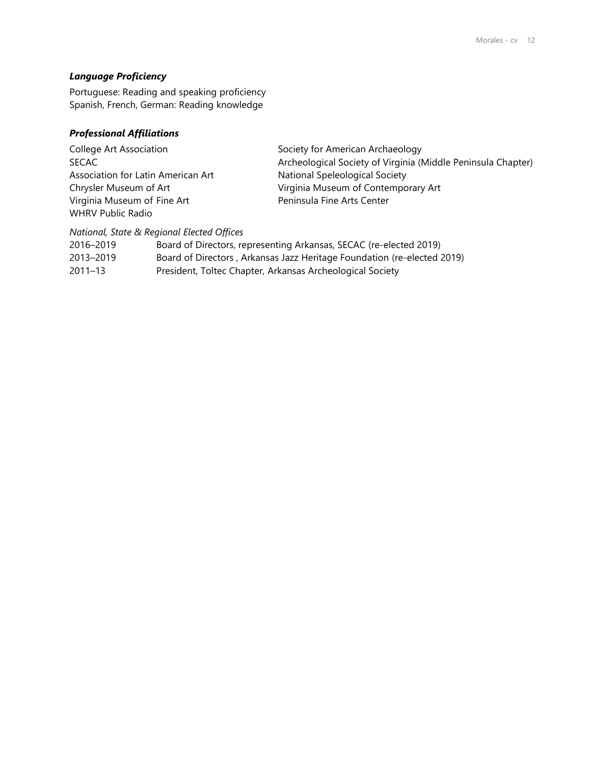### ***Language Proficiency***

Portuguese: Reading and speaking proficiency
Spanish, French, German: Reading knowledge

### ***Professional Affiliations***

College Art Association
SECAC
Association for Latin American Art
Chrysler Museum of Art
Virginia Museum of Fine Art
WHRV Public Radio
Society for American Archaeology
Archeological Society of Virginia (Middle Peninsula Chapter)
National Speleological Society
Virginia Museum of Contemporary Art
Peninsula Fine Arts Center

*National, State & Regional Elected Offices*

| | |
|---|---|
| 2016–2019 | Board of Directors, representing Arkansas, SECAC (re-elected 2019) |
| 2013–2019 | Board of Directors , Arkansas Jazz Heritage Foundation (re-elected 2019) |
| 2011–13 | President, Toltec Chapter, Arkansas Archeological Society |